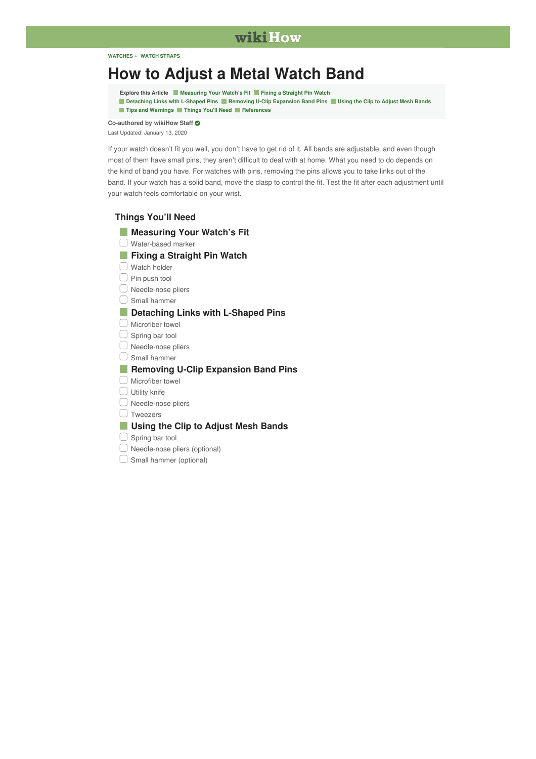wikiHow

WATCHES » WATCH STRAPS

# How to Adjust a Metal Watch Band

Explore this Article: Measuring Your Watch's Fit | Fixing a Straight Pin Watch | Detaching Links with L-Shaped Pins | Removing U-Clip Expansion Band Pins | Using the Clip to Adjust Mesh Bands | Tips and Warnings | Things You'll Need | References

**Co-authored by wikiHow Staff**

Last Updated: January 13, 2020

If your watch doesn't fit you well, you don't have to get rid of it. All bands are adjustable, and even though most of them have small pins, they aren't difficult to deal with at home. What you need to do depends on the kind of band you have. For watches with pins, removing the pins allows you to take links out of the band. If your watch has a solid band, move the clasp to control the fit. Test the fit after each adjustment until your watch feels comfortable on your wrist.

## Things You'll Need

### Measuring Your Watch's Fit

- [ ] Water-based marker

### Fixing a Straight Pin Watch

- [ ] Watch holder
- [ ] Pin push tool
- [ ] Needle-nose pliers
- [ ] Small hammer

### Detaching Links with L-Shaped Pins

- [ ] Microfiber towel
- [ ] Spring bar tool
- [ ] Needle-nose pliers
- [ ] Small hammer

### Removing U-Clip Expansion Band Pins

- [ ] Microfiber towel
- [ ] Utility knife
- [ ] Needle-nose pliers
- [ ] Tweezers

### Using the Clip to Adjust Mesh Bands

- [ ] Spring bar tool
- [ ] Needle-nose pliers (optional)
- [ ] Small hammer (optional)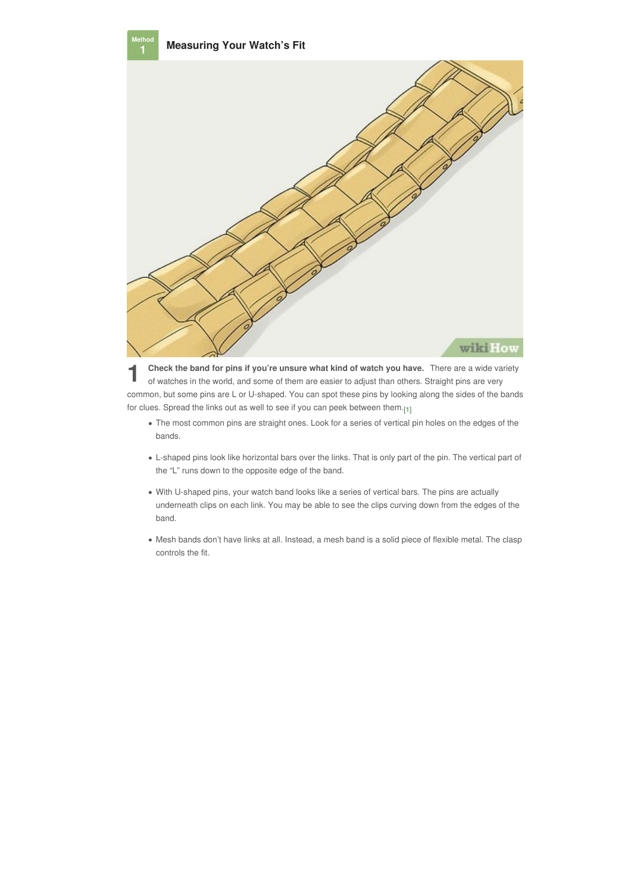## Method 1: Measuring Your Watch's Fit

**1** **Check the band for pins if you're unsure what kind of watch you have.** There are a wide variety of watches in the world, and some of them are easier to adjust than others. Straight pins are very common, but some pins are L or U-shaped. You can spot these pins by looking along the sides of the bands for clues. Spread the links out as well to see if you can peek between them.[1]

- The most common pins are straight ones. Look for a series of vertical pin holes on the edges of the bands.
- L-shaped pins look like horizontal bars over the links. That is only part of the pin. The vertical part of the "L" runs down to the opposite edge of the band.
- With U-shaped pins, your watch band looks like a series of vertical bars. The pins are actually underneath clips on each link. You may be able to see the clips curving down from the edges of the band.
- Mesh bands don't have links at all. Instead, a mesh band is a solid piece of flexible metal. The clasp controls the fit.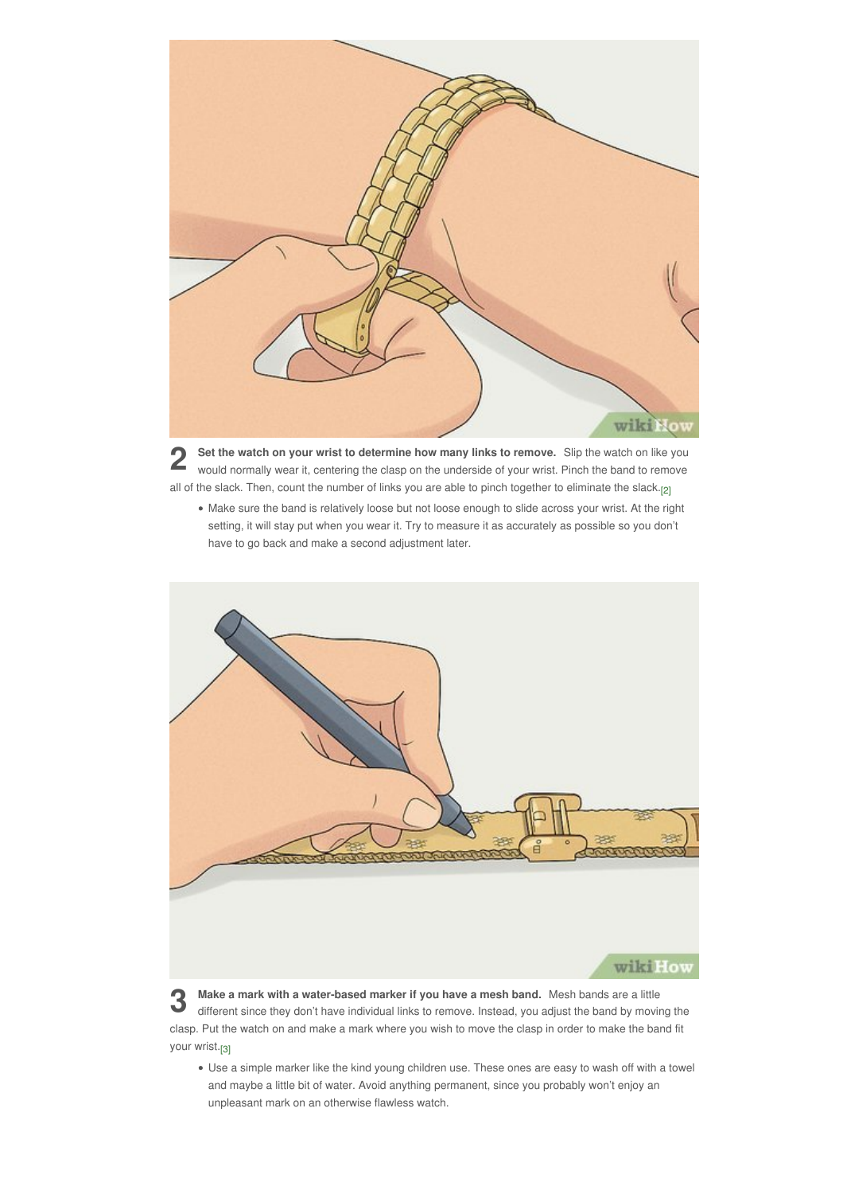**2** **Set the watch on your wrist to determine how many links to remove.** Slip the watch on like you would normally wear it, centering the clasp on the underside of your wrist. Pinch the band to remove all of the slack. Then, count the number of links you are able to pinch together to eliminate the slack.[2]

- Make sure the band is relatively loose but not loose enough to slide across your wrist. At the right setting, it will stay put when you wear it. Try to measure it as accurately as possible so you don't have to go back and make a second adjustment later.

**3** **Make a mark with a water-based marker if you have a mesh band.** Mesh bands are a little different since they don't have individual links to remove. Instead, you adjust the band by moving the clasp. Put the watch on and make a mark where you wish to move the clasp in order to make the band fit your wrist.[3]

- Use a simple marker like the kind young children use. These ones are easy to wash off with a towel and maybe a little bit of water. Avoid anything permanent, since you probably won't enjoy an unpleasant mark on an otherwise flawless watch.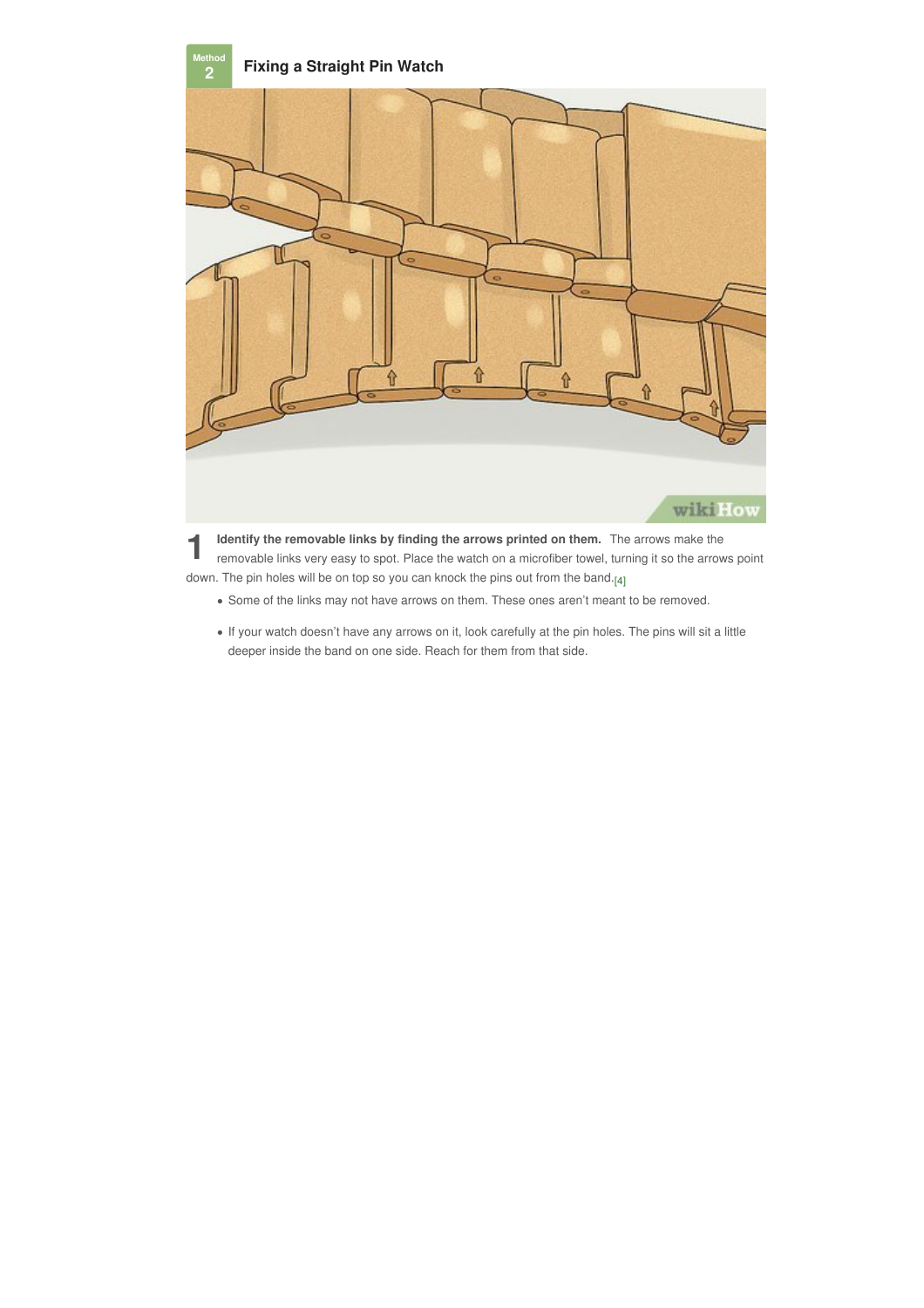Method 2

## Fixing a Straight Pin Watch

1. **Identify the removable links by finding the arrows printed on them.** The arrows make the removable links very easy to spot. Place the watch on a microfiber towel, turning it so the arrows point down. The pin holes will be on top so you can knock the pins out from the band.[4]
   - Some of the links may not have arrows on them. These ones aren't meant to be removed.
   - If your watch doesn't have any arrows on it, look carefully at the pin holes. The pins will sit a little deeper inside the band on one side. Reach for them from that side.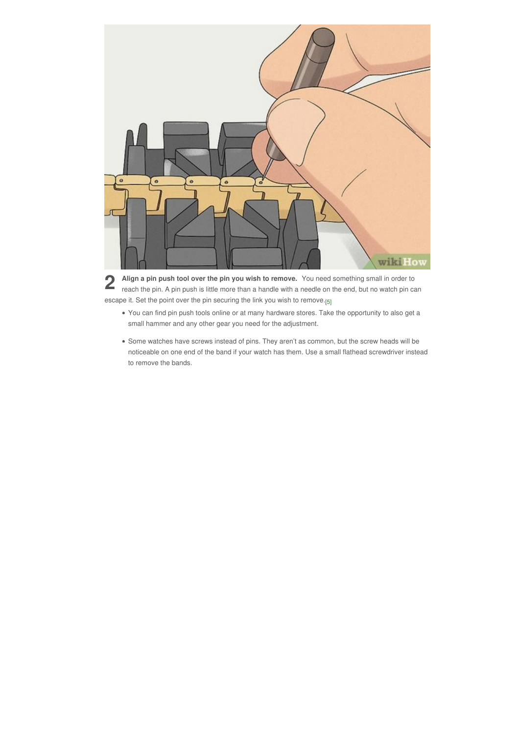**2** **Align a pin push tool over the pin you wish to remove.** You need something small in order to reach the pin. A pin push is little more than a handle with a needle on the end, but no watch pin can escape it. Set the point over the pin securing the link you wish to remove.[5]

- You can find pin push tools online or at many hardware stores. Take the opportunity to also get a small hammer and any other gear you need for the adjustment.
- Some watches have screws instead of pins. They aren't as common, but the screw heads will be noticeable on one end of the band if your watch has them. Use a small flathead screwdriver instead to remove the bands.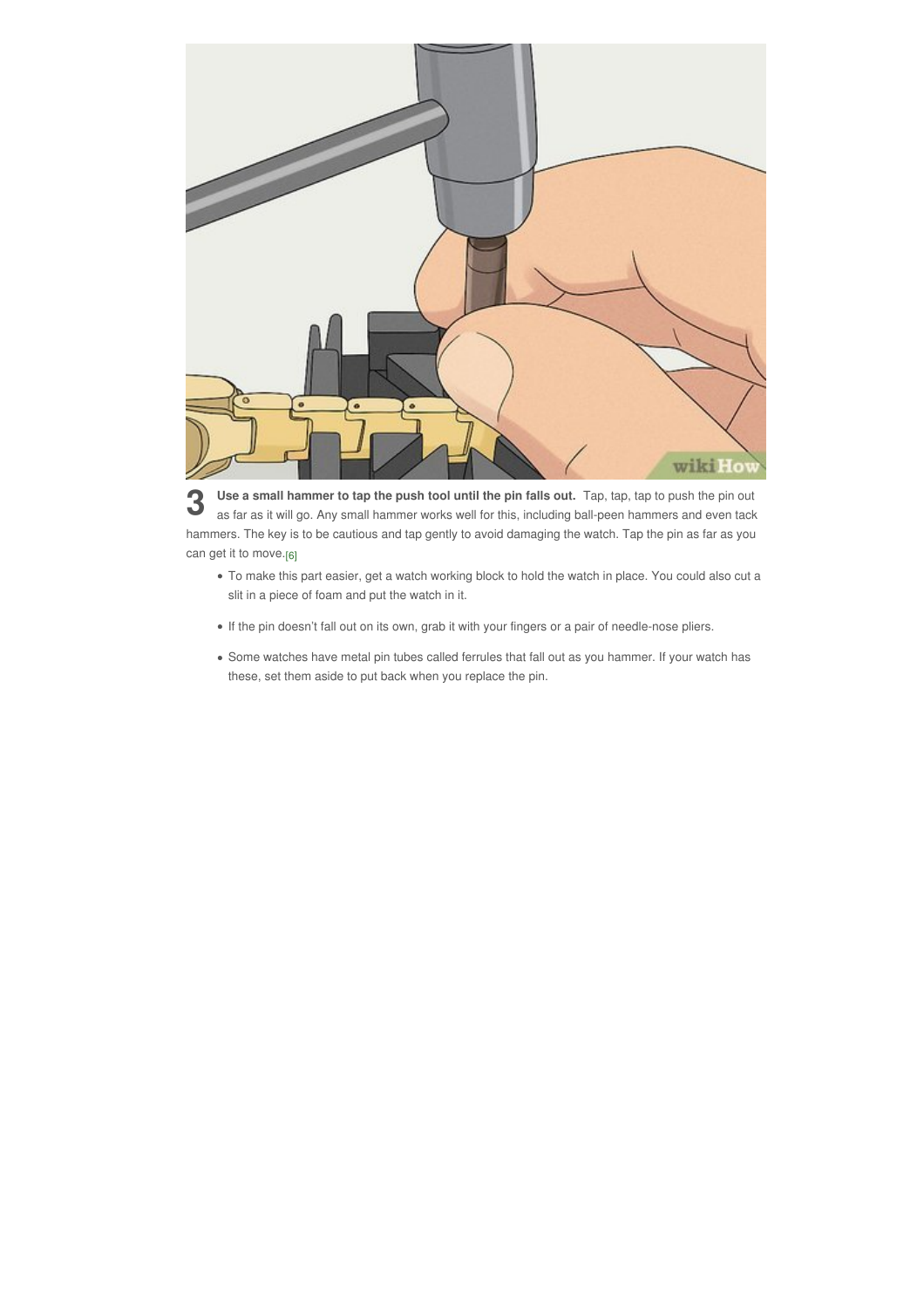**3** **Use a small hammer to tap the push tool until the pin falls out.** Tap, tap, tap to push the pin out as far as it will go. Any small hammer works well for this, including ball-peen hammers and even tack hammers. The key is to be cautious and tap gently to avoid damaging the watch. Tap the pin as far as you can get it to move.[6]

- To make this part easier, get a watch working block to hold the watch in place. You could also cut a slit in a piece of foam and put the watch in it.
- If the pin doesn't fall out on its own, grab it with your fingers or a pair of needle-nose pliers.
- Some watches have metal pin tubes called ferrules that fall out as you hammer. If your watch has these, set them aside to put back when you replace the pin.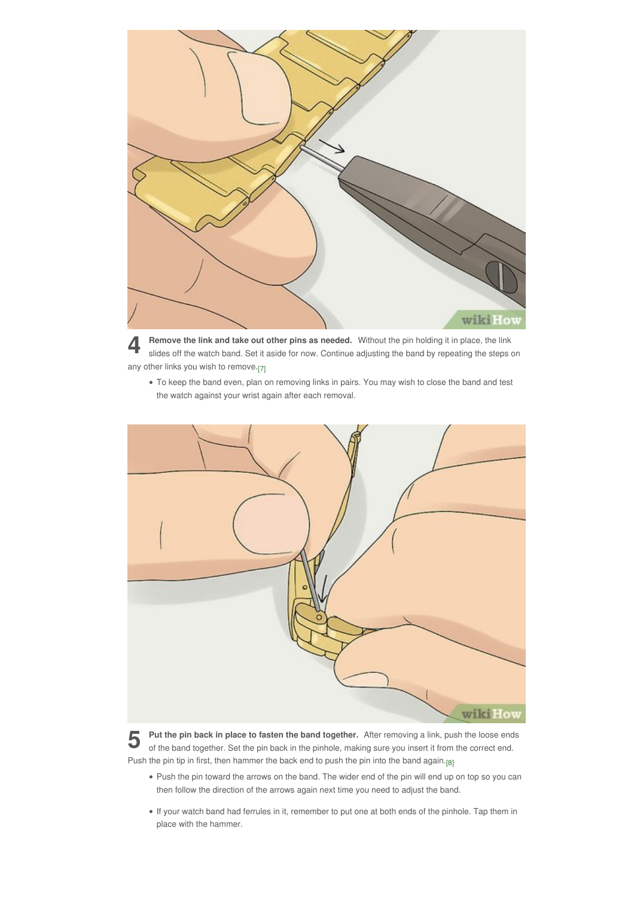**4** **Remove the link and take out other pins as needed.** Without the pin holding it in place, the link slides off the watch band. Set it aside for now. Continue adjusting the band by repeating the steps on any other links you wish to remove.[7]

- To keep the band even, plan on removing links in pairs. You may wish to close the band and test the watch against your wrist again after each removal.

**5** **Put the pin back in place to fasten the band together.** After removing a link, push the loose ends of the band together. Set the pin back in the pinhole, making sure you insert it from the correct end. Push the pin tip in first, then hammer the back end to push the pin into the band again.[8]

- Push the pin toward the arrows on the band. The wider end of the pin will end up on top so you can then follow the direction of the arrows again next time you need to adjust the band.
- If your watch band had ferrules in it, remember to put one at both ends of the pinhole. Tap them in place with the hammer.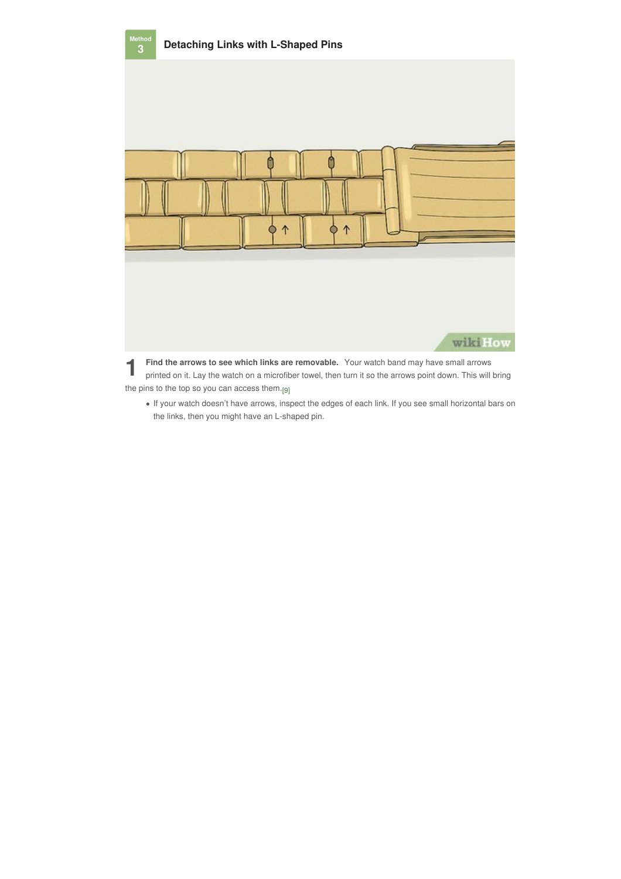## Method 3: Detaching Links with L-Shaped Pins

**1. Find the arrows to see which links are removable.** Your watch band may have small arrows printed on it. Lay the watch on a microfiber towel, then turn it so the arrows point down. This will bring the pins to the top so you can access them.[9]

- If your watch doesn't have arrows, inspect the edges of each link. If you see small horizontal bars on the links, then you might have an L-shaped pin.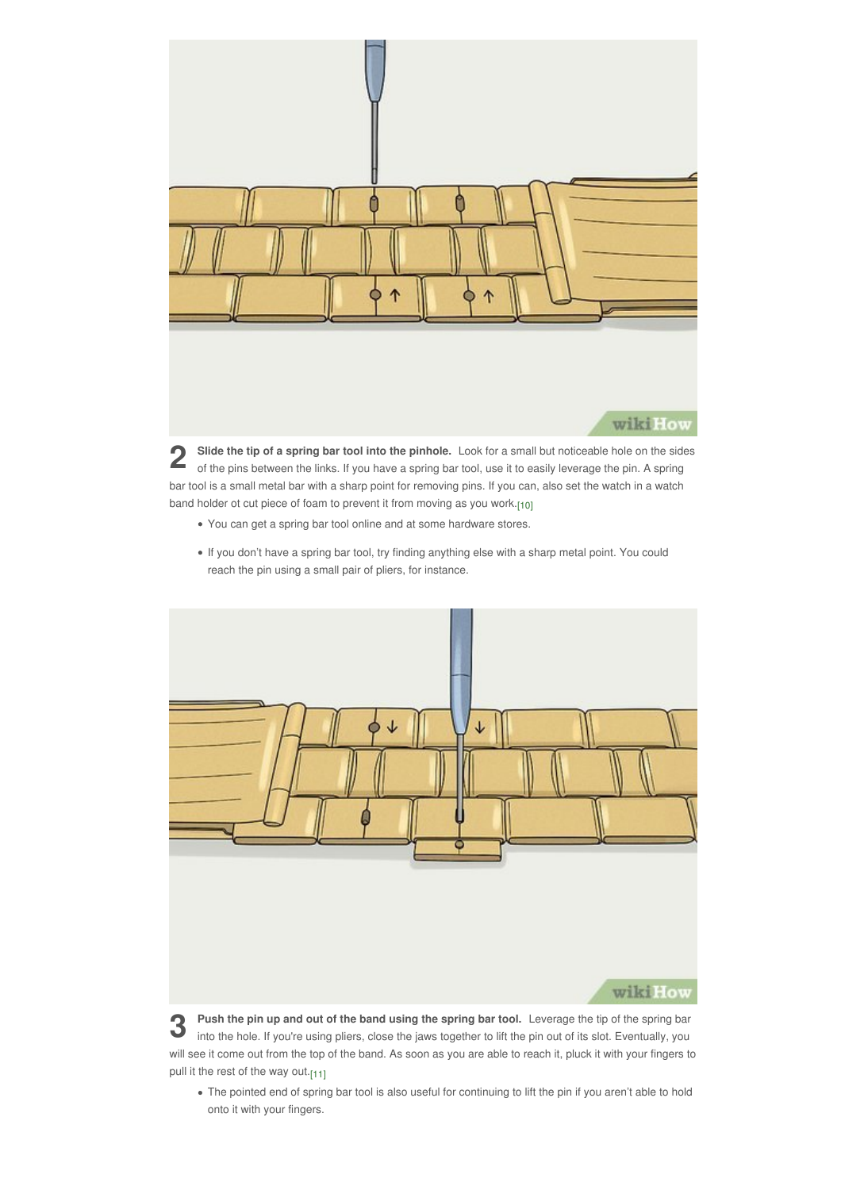**2** **Slide the tip of a spring bar tool into the pinhole.** Look for a small but noticeable hole on the sides of the pins between the links. If you have a spring bar tool, use it to easily leverage the pin. A spring bar tool is a small metal bar with a sharp point for removing pins. If you can, also set the watch in a watch band holder ot cut piece of foam to prevent it from moving as you work.[10]

- You can get a spring bar tool online and at some hardware stores.
- If you don't have a spring bar tool, try finding anything else with a sharp metal point. You could reach the pin using a small pair of pliers, for instance.

**3** **Push the pin up and out of the band using the spring bar tool.** Leverage the tip of the spring bar into the hole. If you're using pliers, close the jaws together to lift the pin out of its slot. Eventually, you will see it come out from the top of the band. As soon as you are able to reach it, pluck it with your fingers to pull it the rest of the way out.[11]

- The pointed end of spring bar tool is also useful for continuing to lift the pin if you aren't able to hold onto it with your fingers.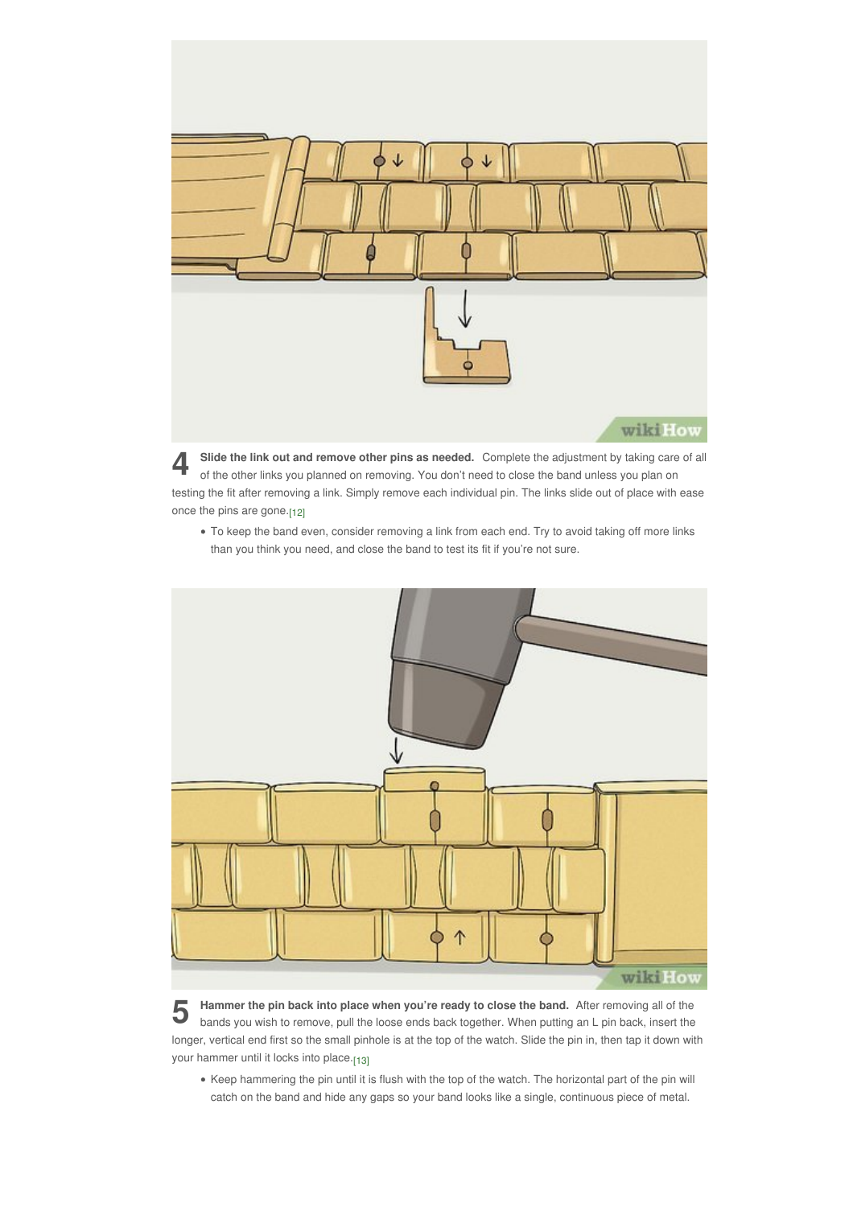**4 Slide the link out and remove other pins as needed.** Complete the adjustment by taking care of all of the other links you planned on removing. You don't need to close the band unless you plan on testing the fit after removing a link. Simply remove each individual pin. The links slide out of place with ease once the pins are gone.[12]

- To keep the band even, consider removing a link from each end. Try to avoid taking off more links than you think you need, and close the band to test its fit if you're not sure.

**5 Hammer the pin back into place when you're ready to close the band.** After removing all of the bands you wish to remove, pull the loose ends back together. When putting an L pin back, insert the longer, vertical end first so the small pinhole is at the top of the watch. Slide the pin in, then tap it down with your hammer until it locks into place.[13]

- Keep hammering the pin until it is flush with the top of the watch. The horizontal part of the pin will catch on the band and hide any gaps so your band looks like a single, continuous piece of metal.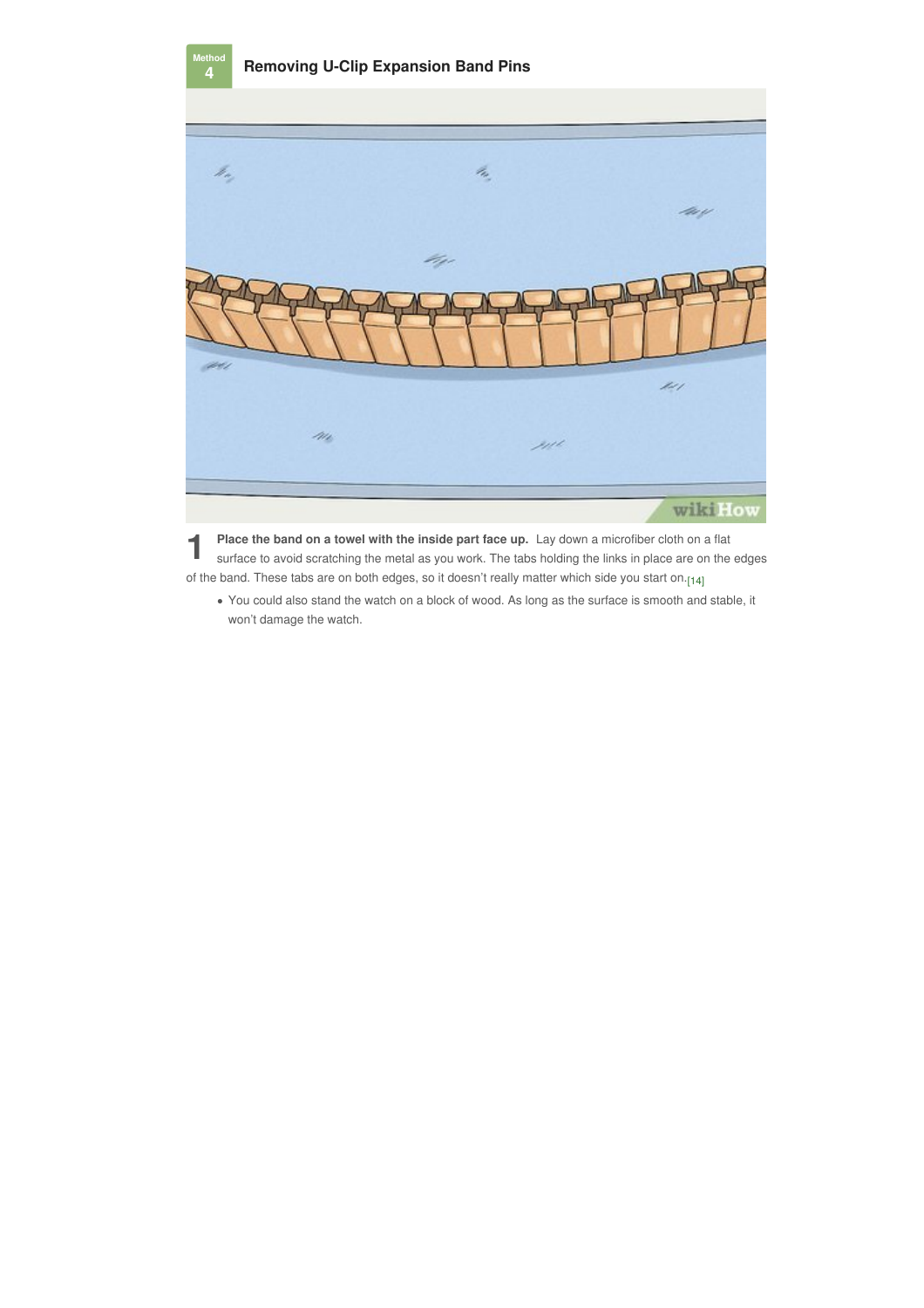## Method 4: Removing U-Clip Expansion Band Pins

**1. Place the band on a towel with the inside part face up.** Lay down a microfiber cloth on a flat surface to avoid scratching the metal as you work. The tabs holding the links in place are on the edges of the band. These tabs are on both edges, so it doesn't really matter which side you start on.[14]

- You could also stand the watch on a block of wood. As long as the surface is smooth and stable, it won't damage the watch.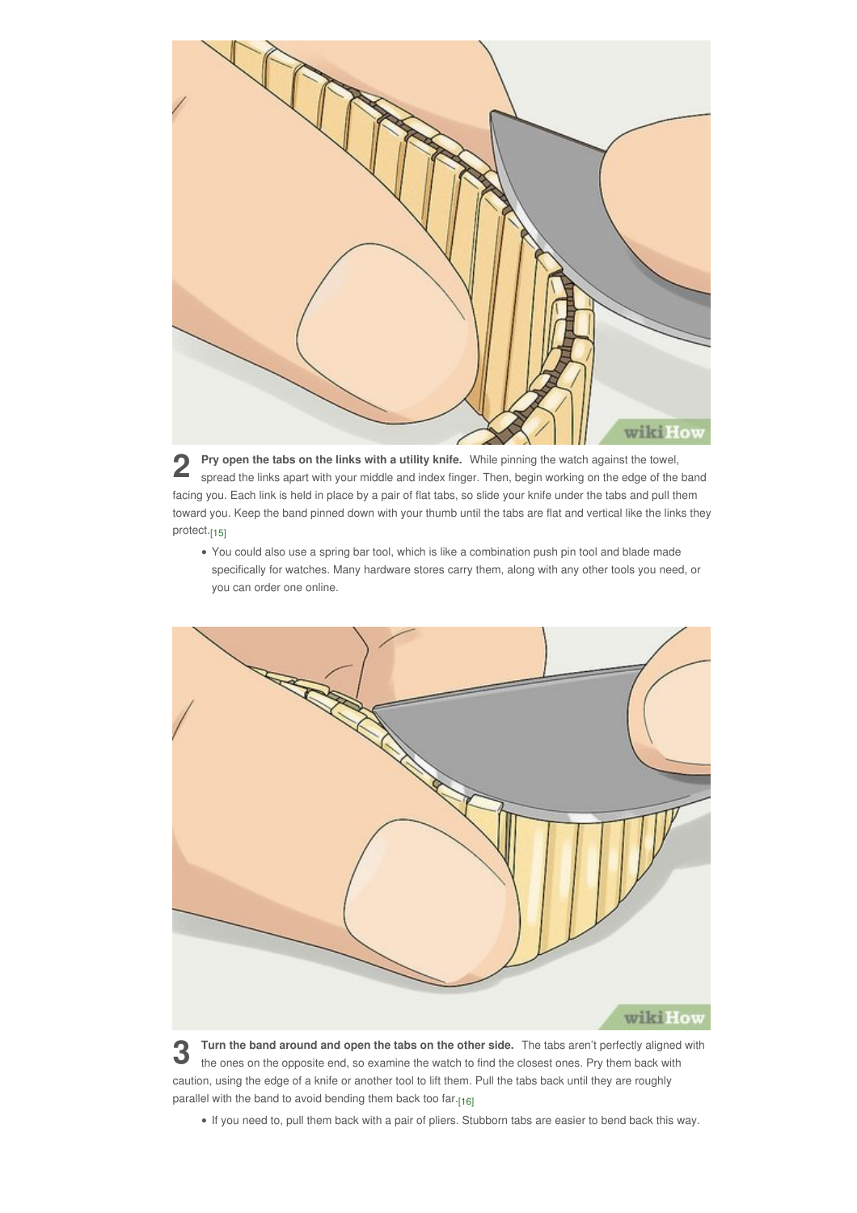**2** **Pry open the tabs on the links with a utility knife.** While pinning the watch against the towel, spread the links apart with your middle and index finger. Then, begin working on the edge of the band facing you. Each link is held in place by a pair of flat tabs, so slide your knife under the tabs and pull them toward you. Keep the band pinned down with your thumb until the tabs are flat and vertical like the links they protect.[15]

- You could also use a spring bar tool, which is like a combination push pin tool and blade made specifically for watches. Many hardware stores carry them, along with any other tools you need, or you can order one online.

**3** **Turn the band around and open the tabs on the other side.** The tabs aren't perfectly aligned with the ones on the opposite end, so examine the watch to find the closest ones. Pry them back with caution, using the edge of a knife or another tool to lift them. Pull the tabs back until they are roughly parallel with the band to avoid bending them back too far.[16]

- If you need to, pull them back with a pair of pliers. Stubborn tabs are easier to bend back this way.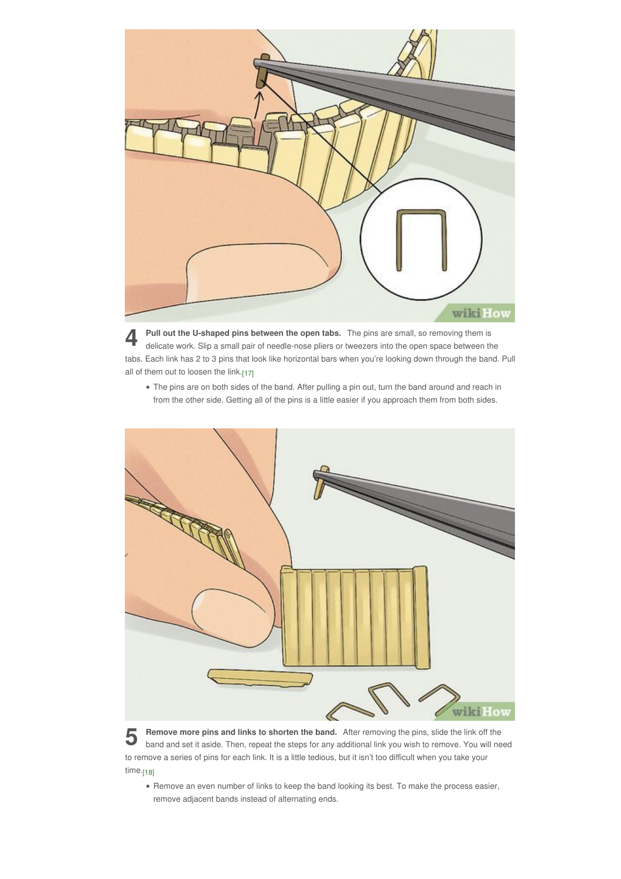**4** **Pull out the U-shaped pins between the open tabs.** The pins are small, so removing them is delicate work. Slip a small pair of needle-nose pliers or tweezers into the open space between the tabs. Each link has 2 to 3 pins that look like horizontal bars when you're looking down through the band. Pull all of them out to loosen the link.[17]

- The pins are on both sides of the band. After pulling a pin out, turn the band around and reach in from the other side. Getting all of the pins is a little easier if you approach them from both sides.

**5** **Remove more pins and links to shorten the band.** After removing the pins, slide the link off the band and set it aside. Then, repeat the steps for any additional link you wish to remove. You will need to remove a series of pins for each link. It is a little tedious, but it isn't too difficult when you take your time.[18]

- Remove an even number of links to keep the band looking its best. To make the process easier, remove adjacent bands instead of alternating ends.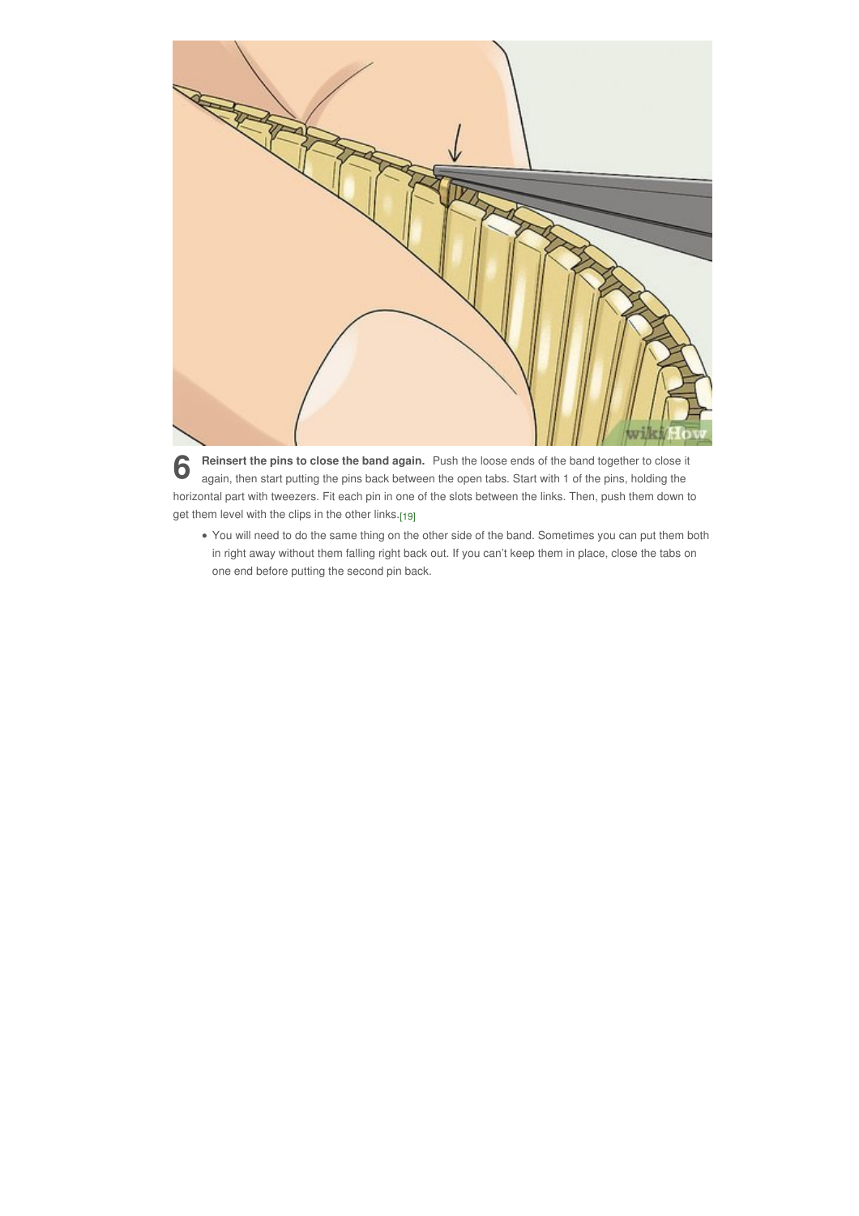**6** **Reinsert the pins to close the band again.** Push the loose ends of the band together to close it again, then start putting the pins back between the open tabs. Start with 1 of the pins, holding the horizontal part with tweezers. Fit each pin in one of the slots between the links. Then, push them down to get them level with the clips in the other links.[19]

- You will need to do the same thing on the other side of the band. Sometimes you can put them both in right away without them falling right back out. If you can't keep them in place, close the tabs on one end before putting the second pin back.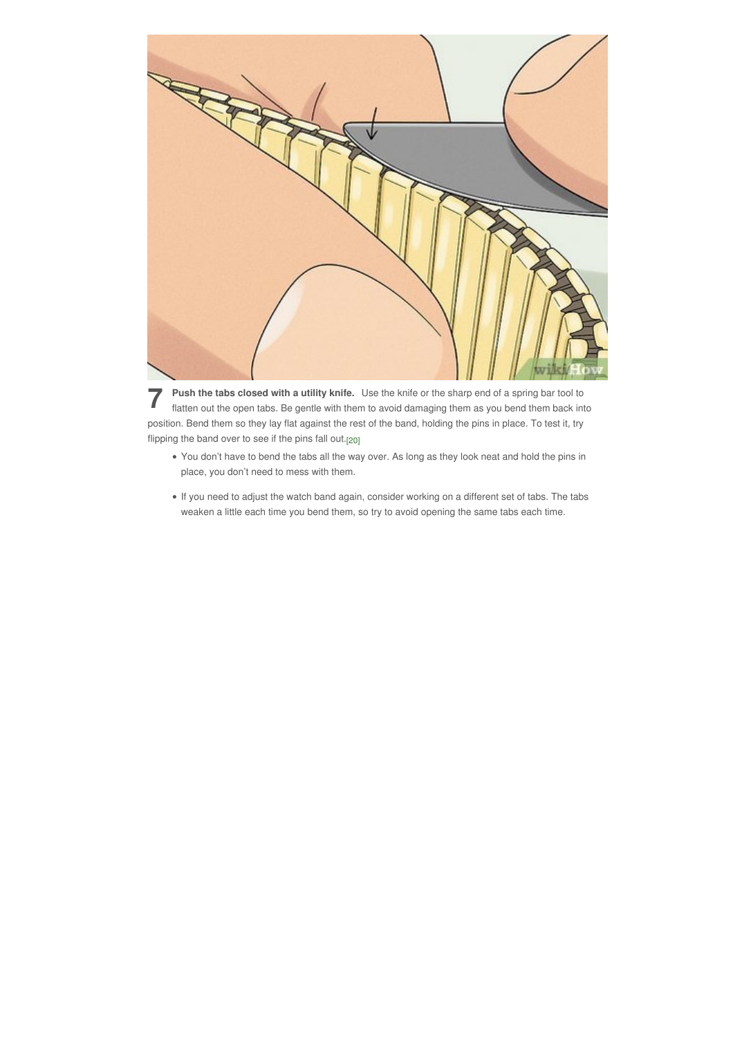**7** **Push the tabs closed with a utility knife.** Use the knife or the sharp end of a spring bar tool to flatten out the open tabs. Be gentle with them to avoid damaging them as you bend them back into position. Bend them so they lay flat against the rest of the band, holding the pins in place. To test it, try flipping the band over to see if the pins fall out.[20]

- You don't have to bend the tabs all the way over. As long as they look neat and hold the pins in place, you don't need to mess with them.
- If you need to adjust the watch band again, consider working on a different set of tabs. The tabs weaken a little each time you bend them, so try to avoid opening the same tabs each time.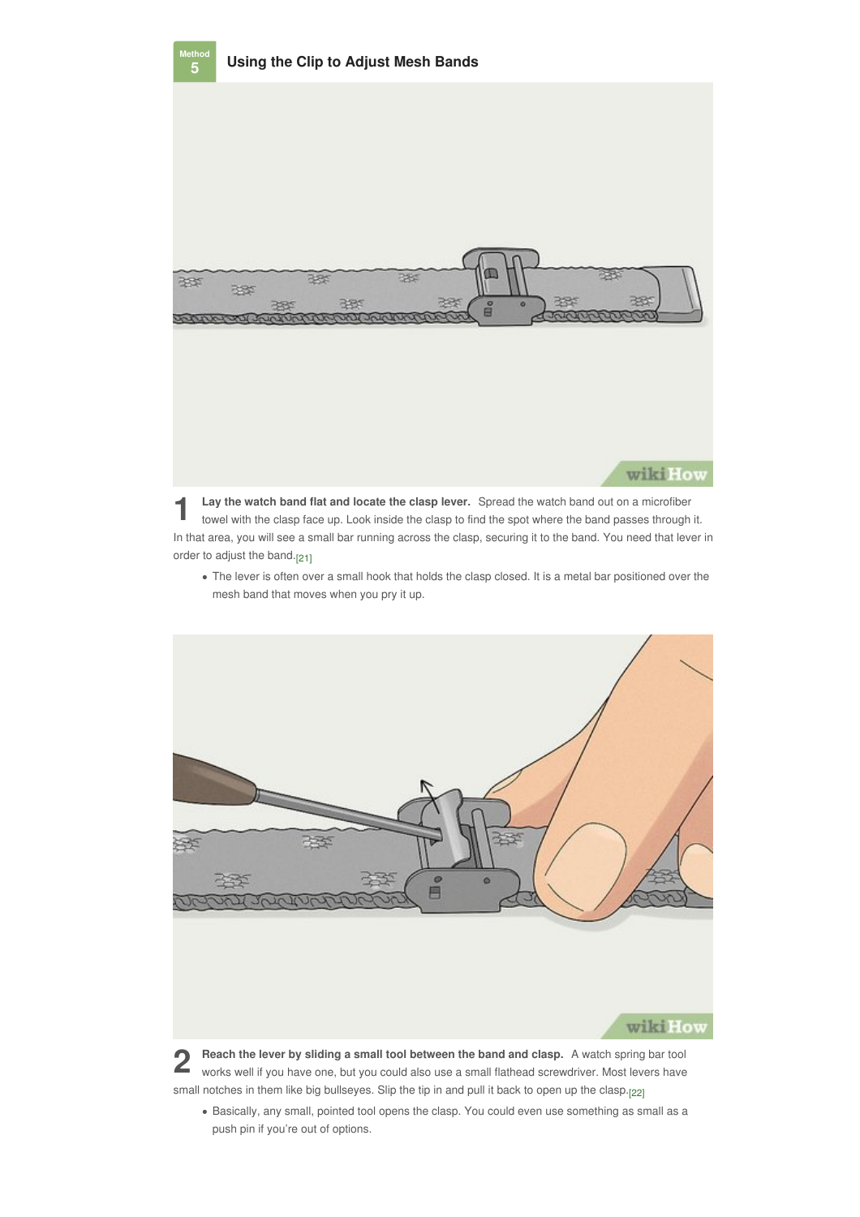## Method 5 Using the Clip to Adjust Mesh Bands

1 **Lay the watch band flat and locate the clasp lever.** Spread the watch band out on a microfiber towel with the clasp face up. Look inside the clasp to find the spot where the band passes through it. In that area, you will see a small bar running across the clasp, securing it to the band. You need that lever in order to adjust the band.[21]

- The lever is often over a small hook that holds the clasp closed. It is a metal bar positioned over the mesh band that moves when you pry it up.

2 **Reach the lever by sliding a small tool between the band and clasp.** A watch spring bar tool works well if you have one, but you could also use a small flathead screwdriver. Most levers have small notches in them like big bullseyes. Slip the tip in and pull it back to open up the clasp.[22]

- Basically, any small, pointed tool opens the clasp. You could even use something as small as a push pin if you're out of options.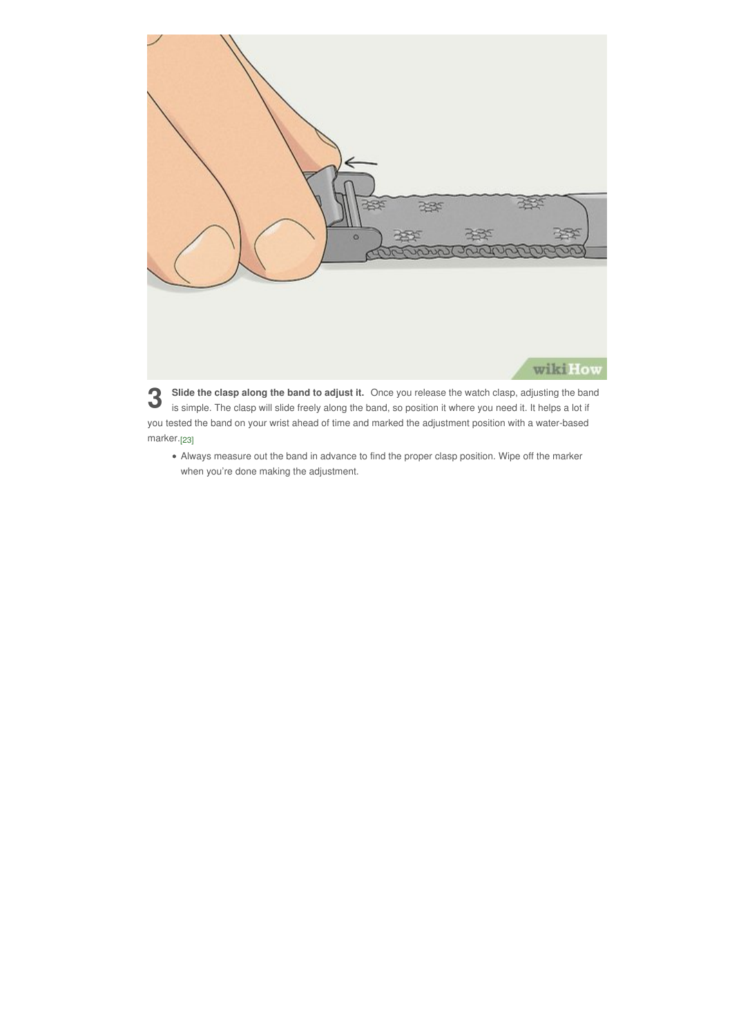3 **Slide the clasp along the band to adjust it.** Once you release the watch clasp, adjusting the band is simple. The clasp will slide freely along the band, so position it where you need it. It helps a lot if you tested the band on your wrist ahead of time and marked the adjustment position with a water-based marker.[23]

- Always measure out the band in advance to find the proper clasp position. Wipe off the marker when you're done making the adjustment.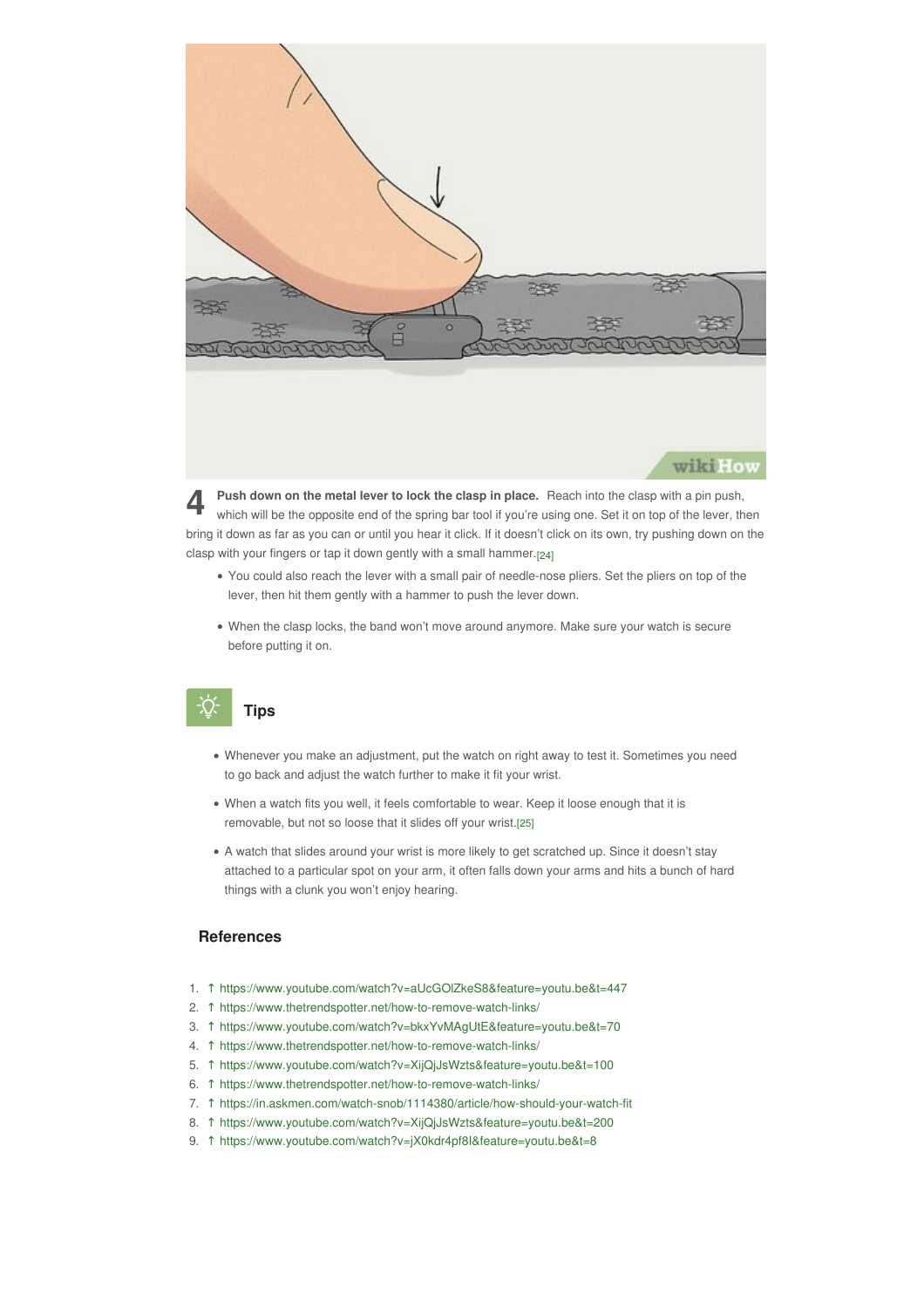**4** **Push down on the metal lever to lock the clasp in place.** Reach into the clasp with a pin push, which will be the opposite end of the spring bar tool if you're using one. Set it on top of the lever, then bring it down as far as you can or until you hear it click. If it doesn't click on its own, try pushing down on the clasp with your fingers or tap it down gently with a small hammer.[24]

- You could also reach the lever with a small pair of needle-nose pliers. Set the pliers on top of the lever, then hit them gently with a hammer to push the lever down.
- When the clasp locks, the band won't move around anymore. Make sure your watch is secure before putting it on.

## Tips

- Whenever you make an adjustment, put the watch on right away to test it. Sometimes you need to go back and adjust the watch further to make it fit your wrist.
- When a watch fits you well, it feels comfortable to wear. Keep it loose enough that it is removable, but not so loose that it slides off your wrist.[25]
- A watch that slides around your wrist is more likely to get scratched up. Since it doesn't stay attached to a particular spot on your arm, it often falls down your arms and hits a bunch of hard things with a clunk you won't enjoy hearing.

## References

1. ↑ https://www.youtube.com/watch?v=aUcGOlZkeS8&feature=youtu.be&t=447
2. ↑ https://www.thetrendspotter.net/how-to-remove-watch-links/
3. ↑ https://www.youtube.com/watch?v=bkxYvMAgUtE&feature=youtu.be&t=70
4. ↑ https://www.thetrendspotter.net/how-to-remove-watch-links/
5. ↑ https://www.youtube.com/watch?v=XijQjJsWzts&feature=youtu.be&t=100
6. ↑ https://www.thetrendspotter.net/how-to-remove-watch-links/
7. ↑ https://in.askmen.com/watch-snob/1114380/article/how-should-your-watch-fit
8. ↑ https://www.youtube.com/watch?v=XijQjJsWzts&feature=youtu.be&t=200
9. ↑ https://www.youtube.com/watch?v=jX0kdr4pf8I&feature=youtu.be&t=8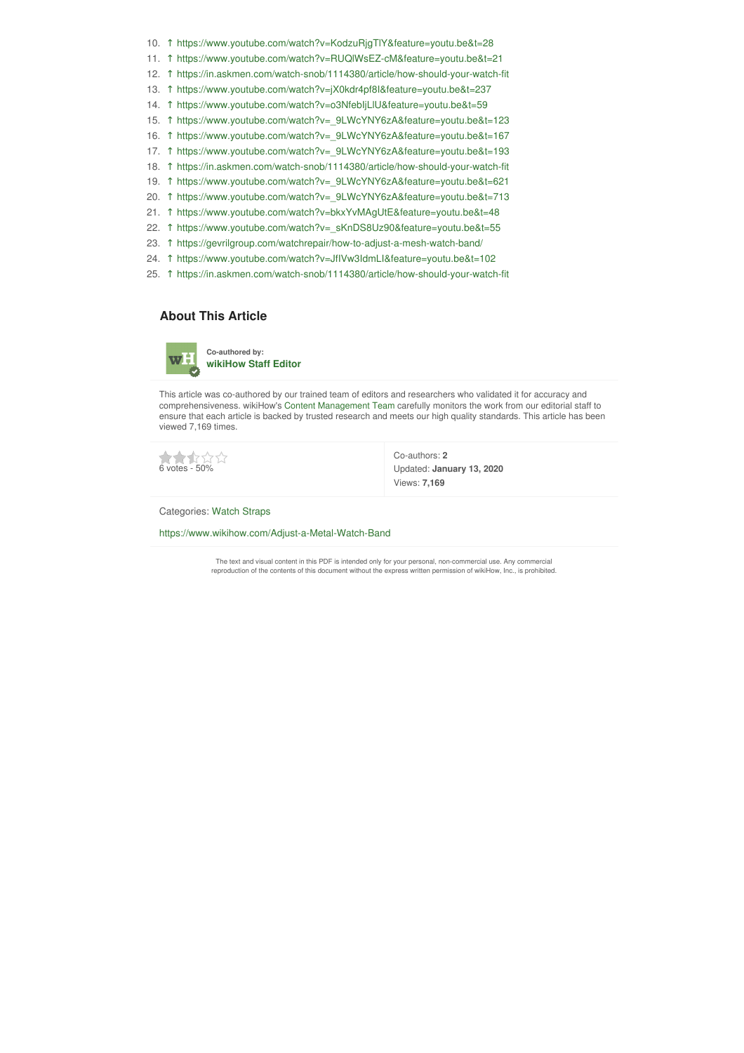10. ↑ https://www.youtube.com/watch?v=KodzuRjgTlY&feature=youtu.be&t=28
11. ↑ https://www.youtube.com/watch?v=RUQlWsEZ-cM&feature=youtu.be&t=21
12. ↑ https://in.askmen.com/watch-snob/1114380/article/how-should-your-watch-fit
13. ↑ https://www.youtube.com/watch?v=jX0kdr4pf8I&feature=youtu.be&t=237
14. ↑ https://www.youtube.com/watch?v=o3NfebljLlU&feature=youtu.be&t=59
15. ↑ https://www.youtube.com/watch?v=_9LWcYNY6zA&feature=youtu.be&t=123
16. ↑ https://www.youtube.com/watch?v=_9LWcYNY6zA&feature=youtu.be&t=167
17. ↑ https://www.youtube.com/watch?v=_9LWcYNY6zA&feature=youtu.be&t=193
18. ↑ https://in.askmen.com/watch-snob/1114380/article/how-should-your-watch-fit
19. ↑ https://www.youtube.com/watch?v=_9LWcYNY6zA&feature=youtu.be&t=621
20. ↑ https://www.youtube.com/watch?v=_9LWcYNY6zA&feature=youtu.be&t=713
21. ↑ https://www.youtube.com/watch?v=bkxYvMAgUtE&feature=youtu.be&t=48
22. ↑ https://www.youtube.com/watch?v=_sKnDS8Uz90&feature=youtu.be&t=55
23. ↑ https://gevrilgroup.com/watchrepair/how-to-adjust-a-mesh-watch-band/
24. ↑ https://www.youtube.com/watch?v=JfIVw3IdmLI&feature=youtu.be&t=102
25. ↑ https://in.askmen.com/watch-snob/1114380/article/how-should-your-watch-fit

## About This Article

Co-authored by:
**wikiHow Staff Editor**

This article was co-authored by our trained team of editors and researchers who validated it for accuracy and comprehensiveness. wikiHow's Content Management Team carefully monitors the work from our editorial staff to ensure that each article is backed by trusted research and meets our high quality standards. This article has been viewed 7,169 times.

6 votes - 50%

Co-authors: **2**
Updated: **January 13, 2020**
Views: **7,169**

Categories: Watch Straps

https://www.wikihow.com/Adjust-a-Metal-Watch-Band

The text and visual content in this PDF is intended only for your personal, non-commercial use. Any commercial reproduction of the contents of this document without the express written permission of wikiHow, Inc., is prohibited.